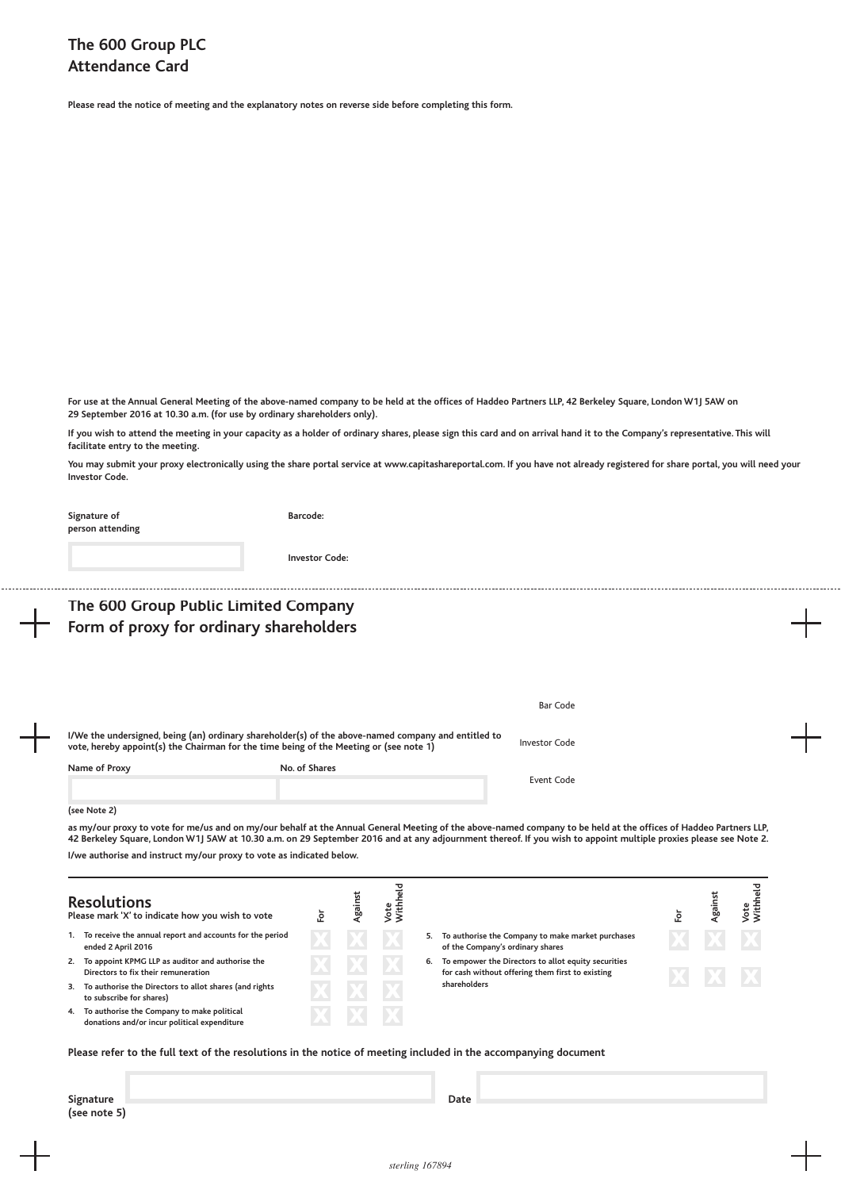# The 600 Group PLC
# Attendance Card

**Please read the notice of meeting and the explanatory notes on reverse side before completing this form.**

**For use at the Annual General Meeting of the above-named company to be held at the offices of Haddeo Partners LLP, 42 Berkeley Square, London W1J 5AW on 29 September 2016 at 10.30 a.m. (for use by ordinary shareholders only).**

**If you wish to attend the meeting in your capacity as a holder of ordinary shares, please sign this card and on arrival hand it to the Company's representative. This will facilitate entry to the meeting.**

**You may submit your proxy electronically using the share portal service at www.capitashareportal.com. If you have not already registered for share portal, you will need your Investor Code.**

**Signature of person attending**

**Barcode:**

**Investor Code:**

---

# The 600 Group Public Limited Company
# Form of proxy for ordinary shareholders

Bar Code

Investor Code

Event Code

**I/We the undersigned, being (an) ordinary shareholder(s) of the above-named company and entitled to vote, hereby appoint(s) the Chairman for the time being of the Meeting or (see note 1)**

| Name of Proxy | No. of Shares |
|---|---|
| | |

**(see Note 2)**

**as my/our proxy to vote for me/us and on my/our behalf at the Annual General Meeting of the above-named company to be held at the offices of Haddeo Partners LLP, 42 Berkeley Square, London W1J 5AW at 10.30 a.m. on 29 September 2016 and at any adjournment thereof. If you wish to appoint multiple proxies please see Note 2.**

**I/we authorise and instruct my/our proxy to vote as indicated below.**

## Resolutions

**Please mark 'X' to indicate how you wish to vote**

| Resolution | For | Against | Vote Withheld |
|---|---|---|---|
| 1. To receive the annual report and accounts for the period ended 2 April 2016 | X | X | X |
| 2. To appoint KPMG LLP as auditor and authorise the Directors to fix their remuneration | X | X | X |
| 3. To authorise the Directors to allot shares (and rights to subscribe for shares) | X | X | X |
| 4. To authorise the Company to make political donations and/or incur political expenditure | X | X | X |
| 5. To authorise the Company to make market purchases of the Company's ordinary shares | X | X | X |
| 6. To empower the Directors to allot equity securities for cash without offering them first to existing shareholders | X | X | X |

**Please refer to the full text of the resolutions in the notice of meeting included in the accompanying document**

**Signature (see note 5)**

**Date**

*sterling 167894*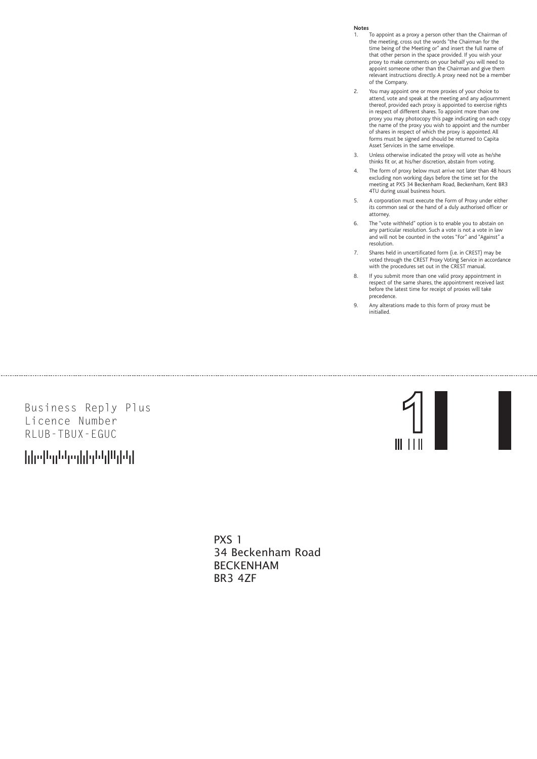**Notes**

1. To appoint as a proxy a person other than the Chairman of the meeting, cross out the words "the Chairman for the time being of the Meeting or" and insert the full name of that other person in the space provided. If you wish your proxy to make comments on your behalf you will need to appoint someone other than the Chairman and give them relevant instructions directly. A proxy need not be a member of the Company.
2. You may appoint one or more proxies of your choice to attend, vote and speak at the meeting and any adjournment thereof, provided each proxy is appointed to exercise rights in respect of different shares. To appoint more than one proxy you may photocopy this page indicating on each copy the name of the proxy you wish to appoint and the number of shares in respect of which the proxy is appointed. All forms must be signed and should be returned to Capita Asset Services in the same envelope.
3. Unless otherwise indicated the proxy will vote as he/she thinks fit or, at his/her discretion, abstain from voting.
4. The form of proxy below must arrive not later than 48 hours excluding non working days before the time set for the meeting at PXS 34 Beckenham Road, Beckenham, Kent BR3 4TU during usual business hours.
5. A corporation must execute the Form of Proxy under either its common seal or the hand of a duly authorised officer or attorney.
6. The "vote withheld" option is to enable you to abstain on any particular resolution. Such a vote is not a vote in law and will not be counted in the votes "For" and "Against" a resolution.
7. Shares held in uncertificated form (i.e. in CREST) may be voted through the CREST Proxy Voting Service in accordance with the procedures set out in the CREST manual.
8. If you submit more than one valid proxy appointment in respect of the same shares, the appointment received last before the latest time for receipt of proxies will take precedence.
9. Any alterations made to this form of proxy must be initialled.

Business Reply Plus
Licence Number
RLUB-TBUX-EGUC

1

PXS 1
34 Beckenham Road
BECKENHAM
BR3 4ZF